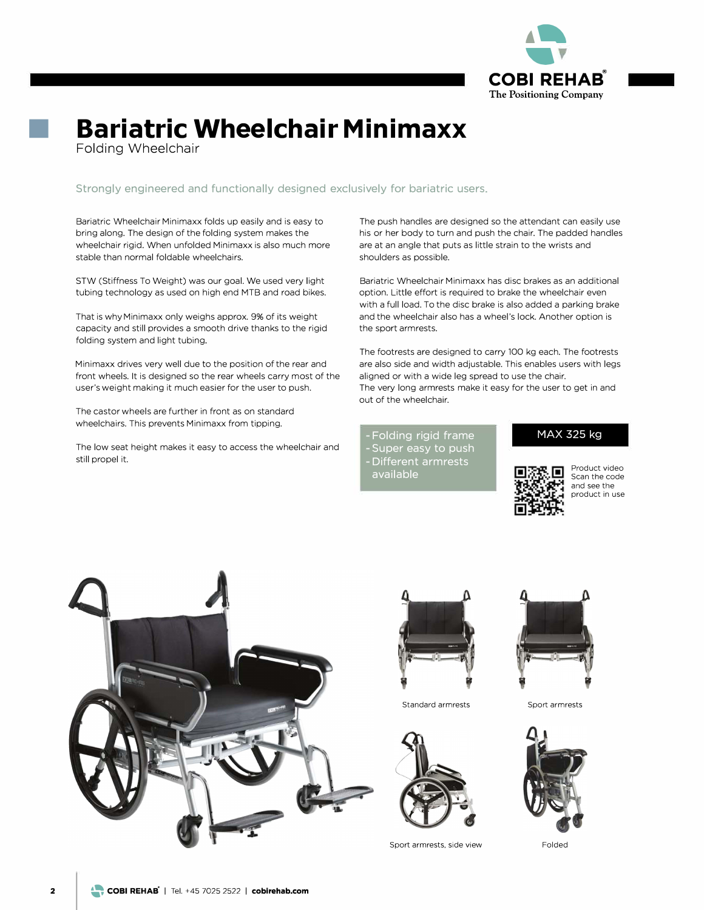# Bariatric Wheelchair Minimaxx

Folding Wheelchair

Strongly engineered and functionally designed exclusively for bariatric users.

Bariatric Wheelchair Minimaxx folds up easily and is easy to bring along. The design of the folding system makes the wheelchair rigid. When unfolded Minimaxx is also much more stable than normal foldable wheelchairs.

STW (Stiffness To Weight) was our goal. We used very light tubing technology as used on high end MTB and road bikes.

That is why Minimaxx only weighs approx. 9% of its weight capacity and still provides a smooth drive thanks to the rigid folding system and light tubing.

Minimaxx drives very well due to the position of the rear and front wheels. It is designed so the rear wheels carry most of the user's weight making it much easier for the user to push.

The castor wheels are further in front as on standard wheelchairs. This prevents Minimaxx from tipping.

The low seat height makes it easy to access the wheelchair and still propel it.

The push handles are designed so the attendant can easily use his or her body to turn and push the chair. The padded handles are at an angle that puts as little strain to the wrists and shoulders as possible.

Bariatric Wheelchair Minimaxx has disc brakes as an additional option. Little effort is required to brake the wheelchair even with a full load. To the disc brake is also added a parking brake and the wheelchair also has a wheel's lock. Another option is the sport armrests.

The footrests are designed to carry 100 kg each. The footrests are also side and width adjustable. This enables users with legs aligned or with a wide leg spread to use the chair.
The very long armrests make it easy for the user to get in and out of the wheelchair.

- Folding rigid frame
- Super easy to push
- Different armrests available

**MAX 325 kg**

Product video
Scan the code and see the product in use

Standard armrests

Sport armrests

Sport armrests, side view

Folded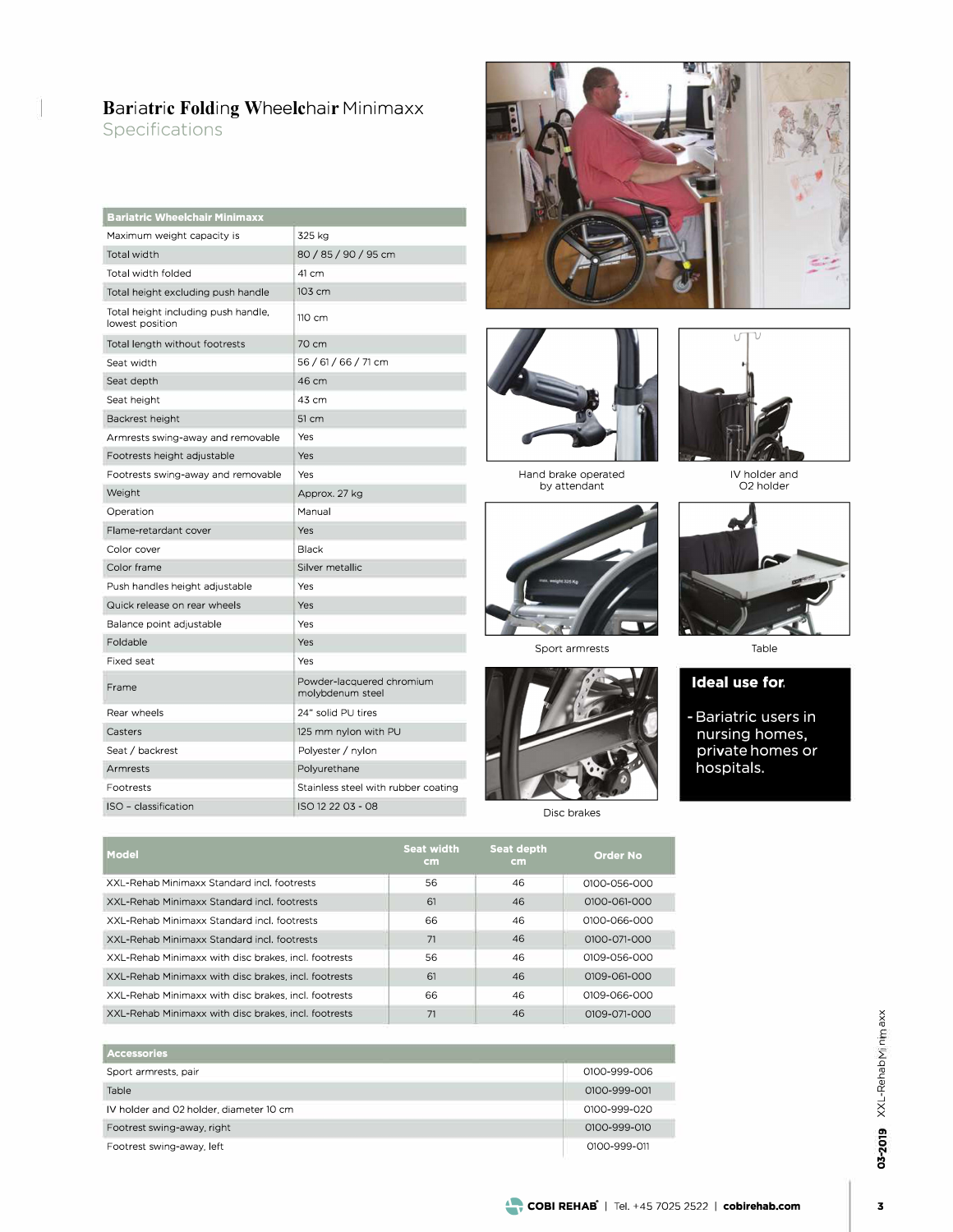# Bariatric Folding Wheelchair Minimaxx

## Specifications

| Bariatric Wheelchair Minimaxx | |
|---|---|
| Maximum weight capacity is | 325 kg |
| Total width | 80 / 85 / 90 / 95 cm |
| Total width folded | 41 cm |
| Total height excluding push handle | 103 cm |
| Total height including push handle, lowest position | 110 cm |
| Total length without footrests | 70 cm |
| Seat width | 56 / 61 / 66 / 71 cm |
| Seat depth | 46 cm |
| Seat height | 43 cm |
| Backrest height | 51 cm |
| Armrests swing-away and removable | Yes |
| Footrests height adjustable | Yes |
| Footrests swing-away and removable | Yes |
| Weight | Approx. 27 kg |
| Operation | Manual |
| Flame-retardant cover | Yes |
| Color cover | Black |
| Color frame | Silver metallic |
| Push handles height adjustable | Yes |
| Quick release on rear wheels | Yes |
| Balance point adjustable | Yes |
| Foldable | Yes |
| Fixed seat | Yes |
| Frame | Powder-lacquered chromium molybdenum steel |
| Rear wheels | 24" solid PU tires |
| Casters | 125 mm nylon with PU |
| Seat / backrest | Polyester / nylon |
| Armrests | Polyurethane |
| Footrests | Stainless steel with rubber coating |
| ISO – classification | ISO 12 22 03 - 08 |

Hand brake operated by attendant

IV holder and O2 holder

Sport armrests

Table

Disc brakes

**Ideal use for**

- Bariatric users in nursing homes, private homes or hospitals.

| Model | Seat width cm | Seat depth cm | Order No |
|---|---|---|---|
| XXL-Rehab Minimaxx Standard incl. footrests | 56 | 46 | 0100-056-000 |
| XXL-Rehab Minimaxx Standard incl. footrests | 61 | 46 | 0100-061-000 |
| XXL-Rehab Minimaxx Standard incl. footrests | 66 | 46 | 0100-066-000 |
| XXL-Rehab Minimaxx Standard incl. footrests | 71 | 46 | 0100-071-000 |
| XXL-Rehab Minimaxx with disc brakes, incl. footrests | 56 | 46 | 0109-056-000 |
| XXL-Rehab Minimaxx with disc brakes, incl. footrests | 61 | 46 | 0109-061-000 |
| XXL-Rehab Minimaxx with disc brakes, incl. footrests | 66 | 46 | 0109-066-000 |
| XXL-Rehab Minimaxx with disc brakes, incl. footrests | 71 | 46 | 0109-071-000 |

| Accessories | |
|---|---|
| Sport armrests, pair | 0100-999-006 |
| Table | 0100-999-001 |
| IV holder and 02 holder, diameter 10 cm | 0100-999-020 |
| Footrest swing-away, right | 0100-999-010 |
| Footrest swing-away, left | 0100-999-011 |

COBI REHAB | Tel. +45 7025 2522 | cobirehab.com